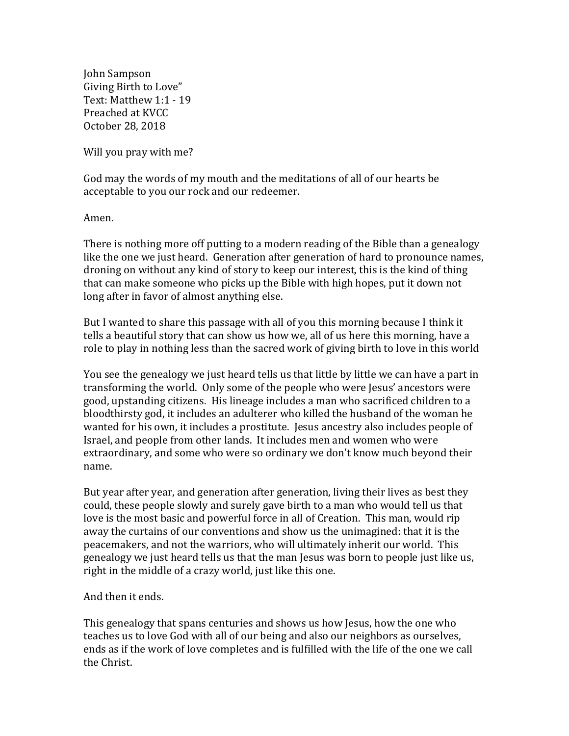John Sampson
Giving Birth to Love"
Text: Matthew 1:1 - 19
Preached at KVCC
October 28, 2018

Will you pray with me?

God may the words of my mouth and the meditations of all of our hearts be acceptable to you our rock and our redeemer.

Amen.

There is nothing more off putting to a modern reading of the Bible than a genealogy like the one we just heard. Generation after generation of hard to pronounce names, droning on without any kind of story to keep our interest, this is the kind of thing that can make someone who picks up the Bible with high hopes, put it down not long after in favor of almost anything else.

But I wanted to share this passage with all of you this morning because I think it tells a beautiful story that can show us how we, all of us here this morning, have a role to play in nothing less than the sacred work of giving birth to love in this world

You see the genealogy we just heard tells us that little by little we can have a part in transforming the world. Only some of the people who were Jesus' ancestors were good, upstanding citizens. His lineage includes a man who sacrificed children to a bloodthirsty god, it includes an adulterer who killed the husband of the woman he wanted for his own, it includes a prostitute. Jesus ancestry also includes people of Israel, and people from other lands. It includes men and women who were extraordinary, and some who were so ordinary we don't know much beyond their name.

But year after year, and generation after generation, living their lives as best they could, these people slowly and surely gave birth to a man who would tell us that love is the most basic and powerful force in all of Creation. This man, would rip away the curtains of our conventions and show us the unimagined: that it is the peacemakers, and not the warriors, who will ultimately inherit our world. This genealogy we just heard tells us that the man Jesus was born to people just like us, right in the middle of a crazy world, just like this one.

And then it ends.

This genealogy that spans centuries and shows us how Jesus, how the one who teaches us to love God with all of our being and also our neighbors as ourselves, ends as if the work of love completes and is fulfilled with the life of the one we call the Christ.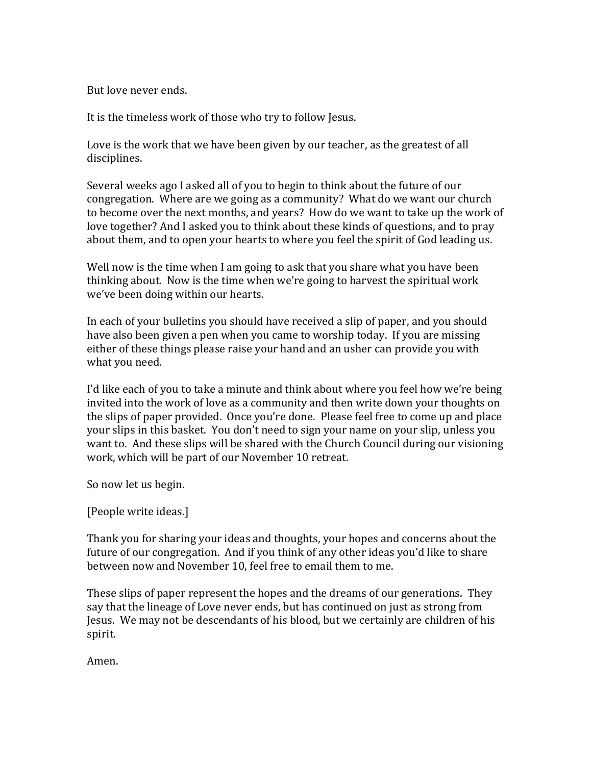But love never ends.

It is the timeless work of those who try to follow Jesus.

Love is the work that we have been given by our teacher, as the greatest of all disciplines.

Several weeks ago I asked all of you to begin to think about the future of our congregation. Where are we going as a community? What do we want our church to become over the next months, and years? How do we want to take up the work of love together? And I asked you to think about these kinds of questions, and to pray about them, and to open your hearts to where you feel the spirit of God leading us.

Well now is the time when I am going to ask that you share what you have been thinking about. Now is the time when we're going to harvest the spiritual work we've been doing within our hearts.

In each of your bulletins you should have received a slip of paper, and you should have also been given a pen when you came to worship today. If you are missing either of these things please raise your hand and an usher can provide you with what you need.

I'd like each of you to take a minute and think about where you feel how we're being invited into the work of love as a community and then write down your thoughts on the slips of paper provided. Once you're done. Please feel free to come up and place your slips in this basket. You don't need to sign your name on your slip, unless you want to. And these slips will be shared with the Church Council during our visioning work, which will be part of our November 10 retreat.

So now let us begin.

[People write ideas.]

Thank you for sharing your ideas and thoughts, your hopes and concerns about the future of our congregation. And if you think of any other ideas you'd like to share between now and November 10, feel free to email them to me.

These slips of paper represent the hopes and the dreams of our generations. They say that the lineage of Love never ends, but has continued on just as strong from Jesus. We may not be descendants of his blood, but we certainly are children of his spirit.

Amen.